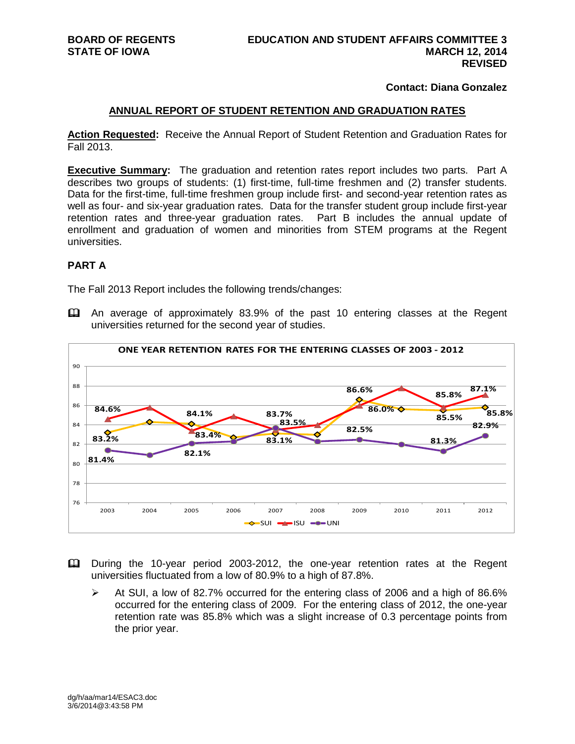**BOARD OF REGENTS**
**STATE OF IOWA**

**EDUCATION AND STUDENT AFFAIRS COMMITTEE 3**
**MARCH 12, 2014**
**REVISED**

**Contact: Diana Gonzalez**

## ANNUAL REPORT OF STUDENT RETENTION AND GRADUATION RATES

**Action Requested:** Receive the Annual Report of Student Retention and Graduation Rates for Fall 2013.

**Executive Summary:** The graduation and retention rates report includes two parts. Part A describes two groups of students: (1) first-time, full-time freshmen and (2) transfer students. Data for the first-time, full-time freshmen group include first- and second-year retention rates as well as four- and six-year graduation rates. Data for the transfer student group include first-year retention rates and three-year graduation rates. Part B includes the annual update of enrollment and graduation of women and minorities from STEM programs at the Regent universities.

### PART A

The Fall 2013 Report includes the following trends/changes:

- An average of approximately 83.9% of the past 10 entering classes at the Regent universities returned for the second year of studies.

**ONE YEAR RETENTION RATES FOR THE ENTERING CLASSES OF 2003 - 2012**

- During the 10-year period 2003-2012, the one-year retention rates at the Regent universities fluctuated from a low of 80.9% to a high of 87.8%.
  - At SUI, a low of 82.7% occurred for the entering class of 2006 and a high of 86.6% occurred for the entering class of 2009. For the entering class of 2012, the one-year retention rate was 85.8% which was a slight increase of 0.3 percentage points from the prior year.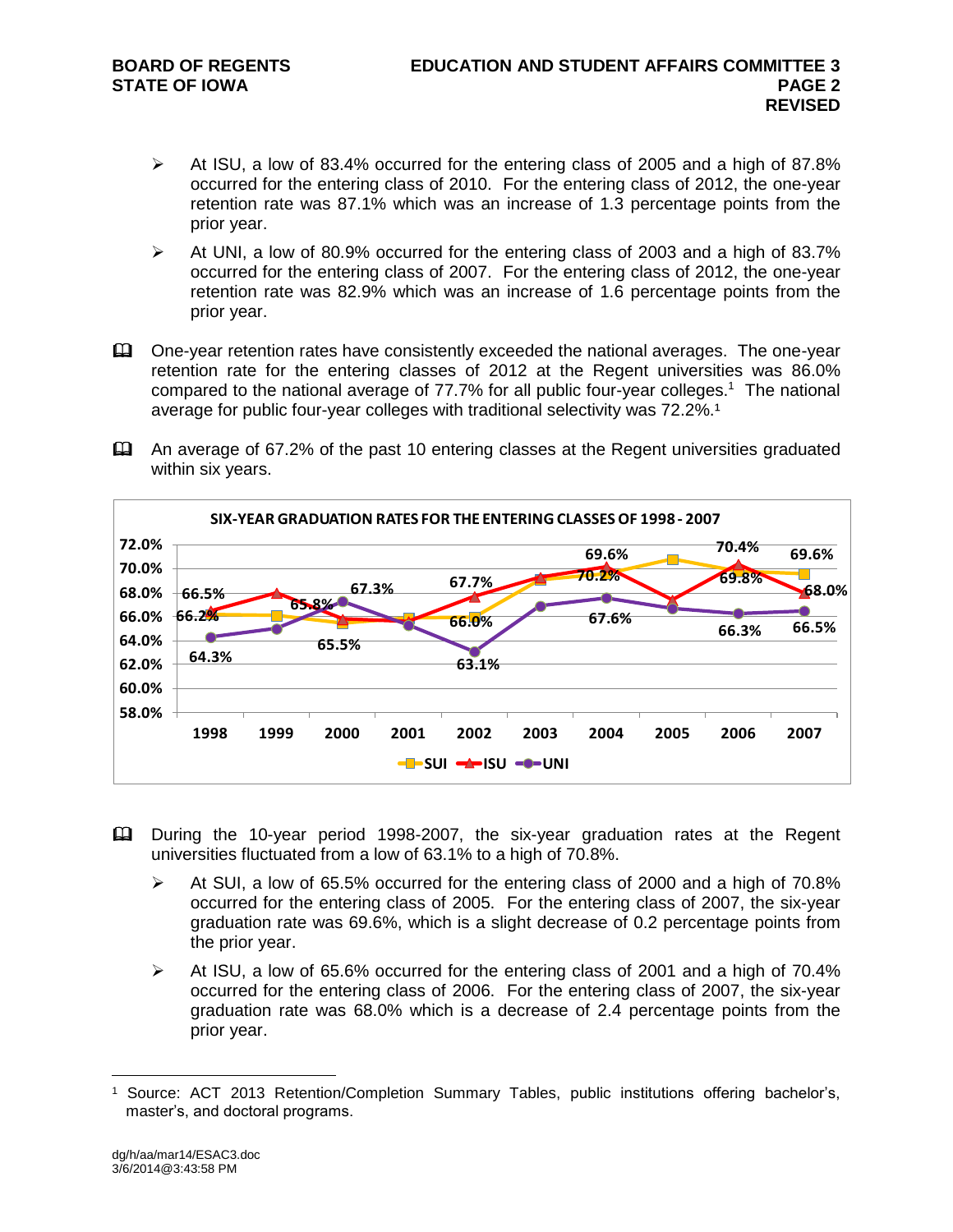- At ISU, a low of 83.4% occurred for the entering class of 2005 and a high of 87.8% occurred for the entering class of 2010. For the entering class of 2012, the one-year retention rate was 87.1% which was an increase of 1.3 percentage points from the prior year.
- At UNI, a low of 80.9% occurred for the entering class of 2003 and a high of 83.7% occurred for the entering class of 2007. For the entering class of 2012, the one-year retention rate was 82.9% which was an increase of 1.6 percentage points from the prior year.

📖 One-year retention rates have consistently exceeded the national averages. The one-year retention rate for the entering classes of 2012 at the Regent universities was 86.0% compared to the national average of 77.7% for all public four-year colleges.[1] The national average for public four-year colleges with traditional selectivity was 72.2%.[1]

📖 An average of 67.2% of the past 10 entering classes at the Regent universities graduated within six years.

**SIX-YEAR GRADUATION RATES FOR THE ENTERING CLASSES OF 1998 - 2007**

📖 During the 10-year period 1998-2007, the six-year graduation rates at the Regent universities fluctuated from a low of 63.1% to a high of 70.8%.

- At SUI, a low of 65.5% occurred for the entering class of 2000 and a high of 70.8% occurred for the entering class of 2005. For the entering class of 2007, the six-year graduation rate was 69.6%, which is a slight decrease of 0.2 percentage points from the prior year.
- At ISU, a low of 65.6% occurred for the entering class of 2001 and a high of 70.4% occurred for the entering class of 2006. For the entering class of 2007, the six-year graduation rate was 68.0% which is a decrease of 2.4 percentage points from the prior year.

---

[1] Source: ACT 2013 Retention/Completion Summary Tables, public institutions offering bachelor's, master's, and doctoral programs.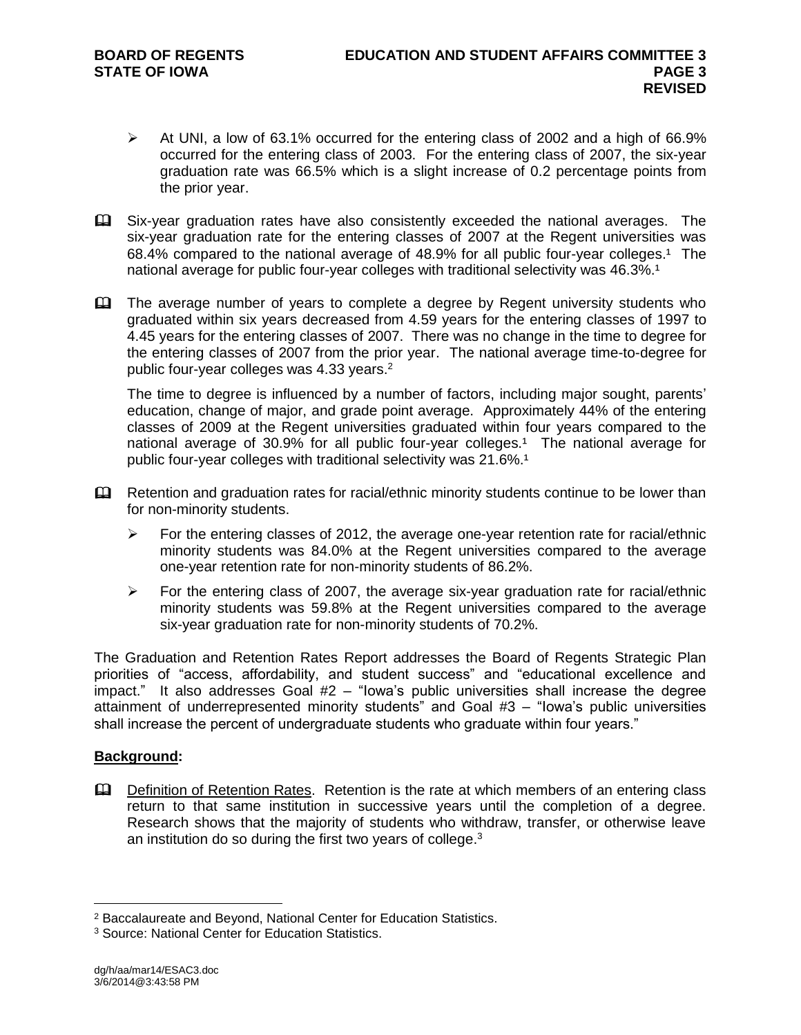- At UNI, a low of 63.1% occurred for the entering class of 2002 and a high of 66.9% occurred for the entering class of 2003. For the entering class of 2007, the six-year graduation rate was 66.5% which is a slight increase of 0.2 percentage points from the prior year.

- Six-year graduation rates have also consistently exceeded the national averages. The six-year graduation rate for the entering classes of 2007 at the Regent universities was 68.4% compared to the national average of 48.9% for all public four-year colleges.[1] The national average for public four-year colleges with traditional selectivity was 46.3%.[1]

- The average number of years to complete a degree by Regent university students who graduated within six years decreased from 4.59 years for the entering classes of 1997 to 4.45 years for the entering classes of 2007. There was no change in the time to degree for the entering classes of 2007 from the prior year. The national average time-to-degree for public four-year colleges was 4.33 years.[2]

  The time to degree is influenced by a number of factors, including major sought, parents' education, change of major, and grade point average. Approximately 44% of the entering classes of 2009 at the Regent universities graduated within four years compared to the national average of 30.9% for all public four-year colleges.[1] The national average for public four-year colleges with traditional selectivity was 21.6%.[1]

- Retention and graduation rates for racial/ethnic minority students continue to be lower than for non-minority students.

  - For the entering classes of 2012, the average one-year retention rate for racial/ethnic minority students was 84.0% at the Regent universities compared to the average one-year retention rate for non-minority students of 86.2%.

  - For the entering class of 2007, the average six-year graduation rate for racial/ethnic minority students was 59.8% at the Regent universities compared to the average six-year graduation rate for non-minority students of 70.2%.

The Graduation and Retention Rates Report addresses the Board of Regents Strategic Plan priorities of "access, affordability, and student success" and "educational excellence and impact." It also addresses Goal #2 – "Iowa's public universities shall increase the degree attainment of underrepresented minority students" and Goal #3 – "Iowa's public universities shall increase the percent of undergraduate students who graduate within four years."

**Background:**

- Definition of Retention Rates. Retention is the rate at which members of an entering class return to that same institution in successive years until the completion of a degree. Research shows that the majority of students who withdraw, transfer, or otherwise leave an institution do so during the first two years of college.[3]

---

[2] Baccalaureate and Beyond, National Center for Education Statistics.

[3] Source: National Center for Education Statistics.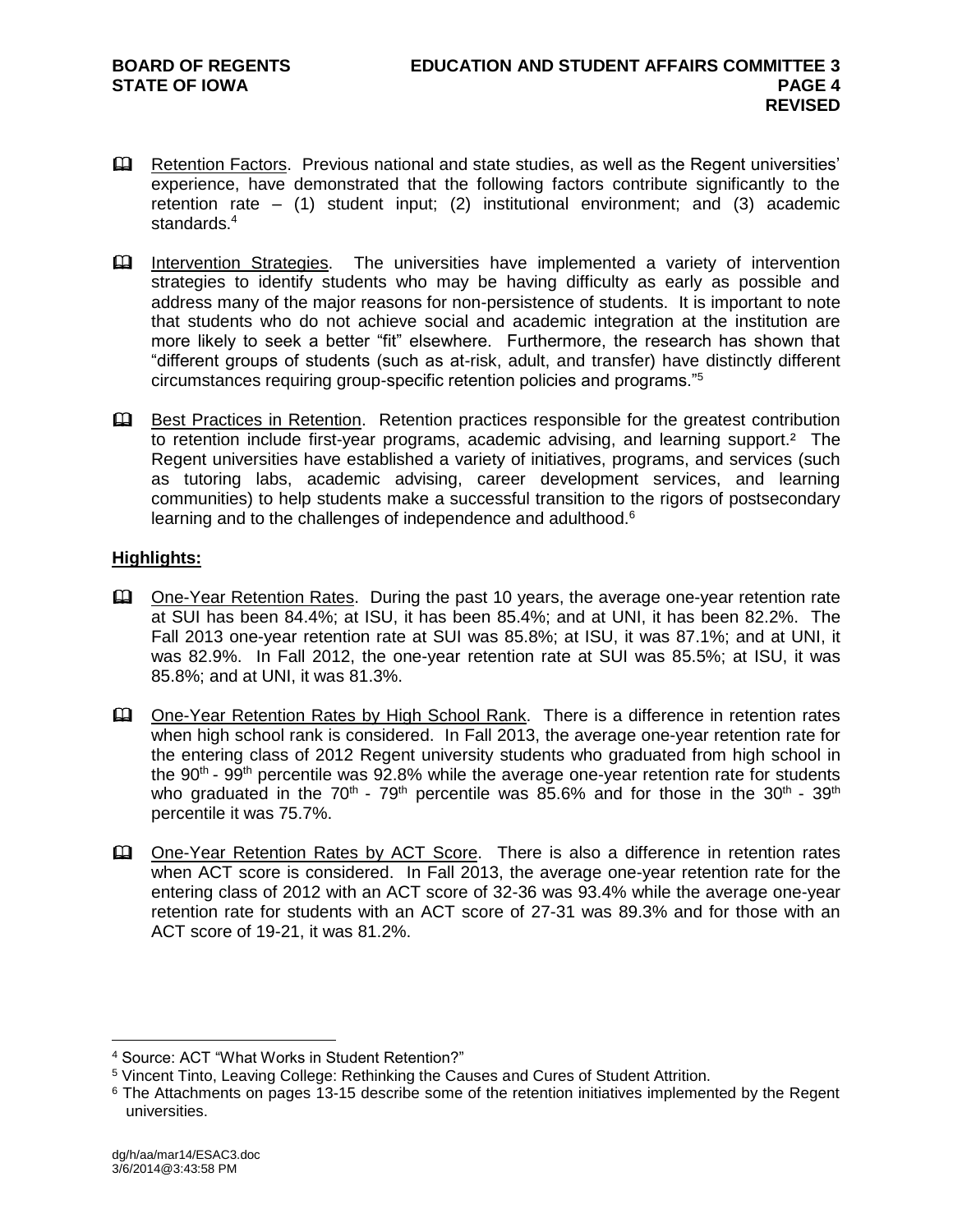- 🕮 Retention Factors. Previous national and state studies, as well as the Regent universities' experience, have demonstrated that the following factors contribute significantly to the retention rate – (1) student input; (2) institutional environment; and (3) academic standards.[4]

- 🕮 Intervention Strategies. The universities have implemented a variety of intervention strategies to identify students who may be having difficulty as early as possible and address many of the major reasons for non-persistence of students. It is important to note that students who do not achieve social and academic integration at the institution are more likely to seek a better "fit" elsewhere. Furthermore, the research has shown that "different groups of students (such as at-risk, adult, and transfer) have distinctly different circumstances requiring group-specific retention policies and programs."[5]

- 🕮 Best Practices in Retention. Retention practices responsible for the greatest contribution to retention include first-year programs, academic advising, and learning support.[2] The Regent universities have established a variety of initiatives, programs, and services (such as tutoring labs, academic advising, career development services, and learning communities) to help students make a successful transition to the rigors of postsecondary learning and to the challenges of independence and adulthood.[6]

## Highlights:

- 🕮 One-Year Retention Rates. During the past 10 years, the average one-year retention rate at SUI has been 84.4%; at ISU, it has been 85.4%; and at UNI, it has been 82.2%. The Fall 2013 one-year retention rate at SUI was 85.8%; at ISU, it was 87.1%; and at UNI, it was 82.9%. In Fall 2012, the one-year retention rate at SUI was 85.5%; at ISU, it was 85.8%; and at UNI, it was 81.3%.

- 🕮 One-Year Retention Rates by High School Rank. There is a difference in retention rates when high school rank is considered. In Fall 2013, the average one-year retention rate for the entering class of 2012 Regent university students who graduated from high school in the $90^{th}$ - $99^{th}$ percentile was 92.8% while the average one-year retention rate for students who graduated in the $70^{th}$ - $79^{th}$ percentile was 85.6% and for those in the $30^{th}$ - $39^{th}$ percentile it was 75.7%.

- 🕮 One-Year Retention Rates by ACT Score. There is also a difference in retention rates when ACT score is considered. In Fall 2013, the average one-year retention rate for the entering class of 2012 with an ACT score of 32-36 was 93.4% while the average one-year retention rate for students with an ACT score of 27-31 was 89.3% and for those with an ACT score of 19-21, it was 81.2%.

---

[4] Source: ACT "What Works in Student Retention?"

[5] Vincent Tinto, Leaving College: Rethinking the Causes and Cures of Student Attrition.

[6] The Attachments on pages 13-15 describe some of the retention initiatives implemented by the Regent universities.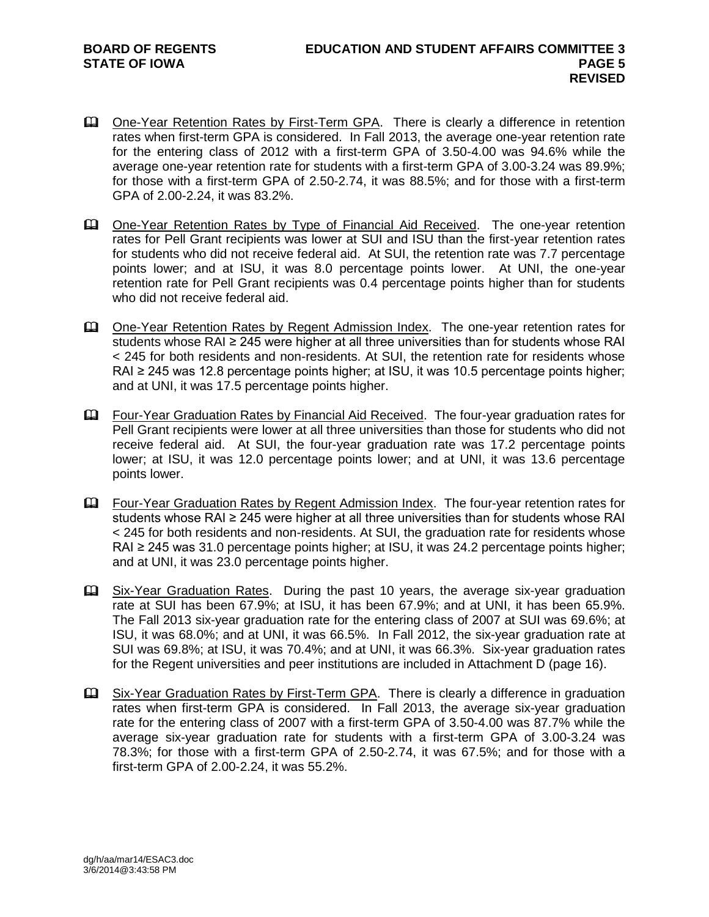- One-Year Retention Rates by First-Term GPA. There is clearly a difference in retention rates when first-term GPA is considered. In Fall 2013, the average one-year retention rate for the entering class of 2012 with a first-term GPA of 3.50-4.00 was 94.6% while the average one-year retention rate for students with a first-term GPA of 3.00-3.24 was 89.9%; for those with a first-term GPA of 2.50-2.74, it was 88.5%; and for those with a first-term GPA of 2.00-2.24, it was 83.2%.

- One-Year Retention Rates by Type of Financial Aid Received. The one-year retention rates for Pell Grant recipients was lower at SUI and ISU than the first-year retention rates for students who did not receive federal aid. At SUI, the retention rate was 7.7 percentage points lower; and at ISU, it was 8.0 percentage points lower. At UNI, the one-year retention rate for Pell Grant recipients was 0.4 percentage points higher than for students who did not receive federal aid.

- One-Year Retention Rates by Regent Admission Index. The one-year retention rates for students whose RAI ≥ 245 were higher at all three universities than for students whose RAI < 245 for both residents and non-residents. At SUI, the retention rate for residents whose RAI ≥ 245 was 12.8 percentage points higher; at ISU, it was 10.5 percentage points higher; and at UNI, it was 17.5 percentage points higher.

- Four-Year Graduation Rates by Financial Aid Received. The four-year graduation rates for Pell Grant recipients were lower at all three universities than those for students who did not receive federal aid. At SUI, the four-year graduation rate was 17.2 percentage points lower; at ISU, it was 12.0 percentage points lower; and at UNI, it was 13.6 percentage points lower.

- Four-Year Graduation Rates by Regent Admission Index. The four-year retention rates for students whose RAI ≥ 245 were higher at all three universities than for students whose RAI < 245 for both residents and non-residents. At SUI, the graduation rate for residents whose RAI ≥ 245 was 31.0 percentage points higher; at ISU, it was 24.2 percentage points higher; and at UNI, it was 23.0 percentage points higher.

- Six-Year Graduation Rates. During the past 10 years, the average six-year graduation rate at SUI has been 67.9%; at ISU, it has been 67.9%; and at UNI, it has been 65.9%. The Fall 2013 six-year graduation rate for the entering class of 2007 at SUI was 69.6%; at ISU, it was 68.0%; and at UNI, it was 66.5%. In Fall 2012, the six-year graduation rate at SUI was 69.8%; at ISU, it was 70.4%; and at UNI, it was 66.3%. Six-year graduation rates for the Regent universities and peer institutions are included in Attachment D (page 16).

- Six-Year Graduation Rates by First-Term GPA. There is clearly a difference in graduation rates when first-term GPA is considered. In Fall 2013, the average six-year graduation rate for the entering class of 2007 with a first-term GPA of 3.50-4.00 was 87.7% while the average six-year graduation rate for students with a first-term GPA of 3.00-3.24 was 78.3%; for those with a first-term GPA of 2.50-2.74, it was 67.5%; and for those with a first-term GPA of 2.00-2.24, it was 55.2%.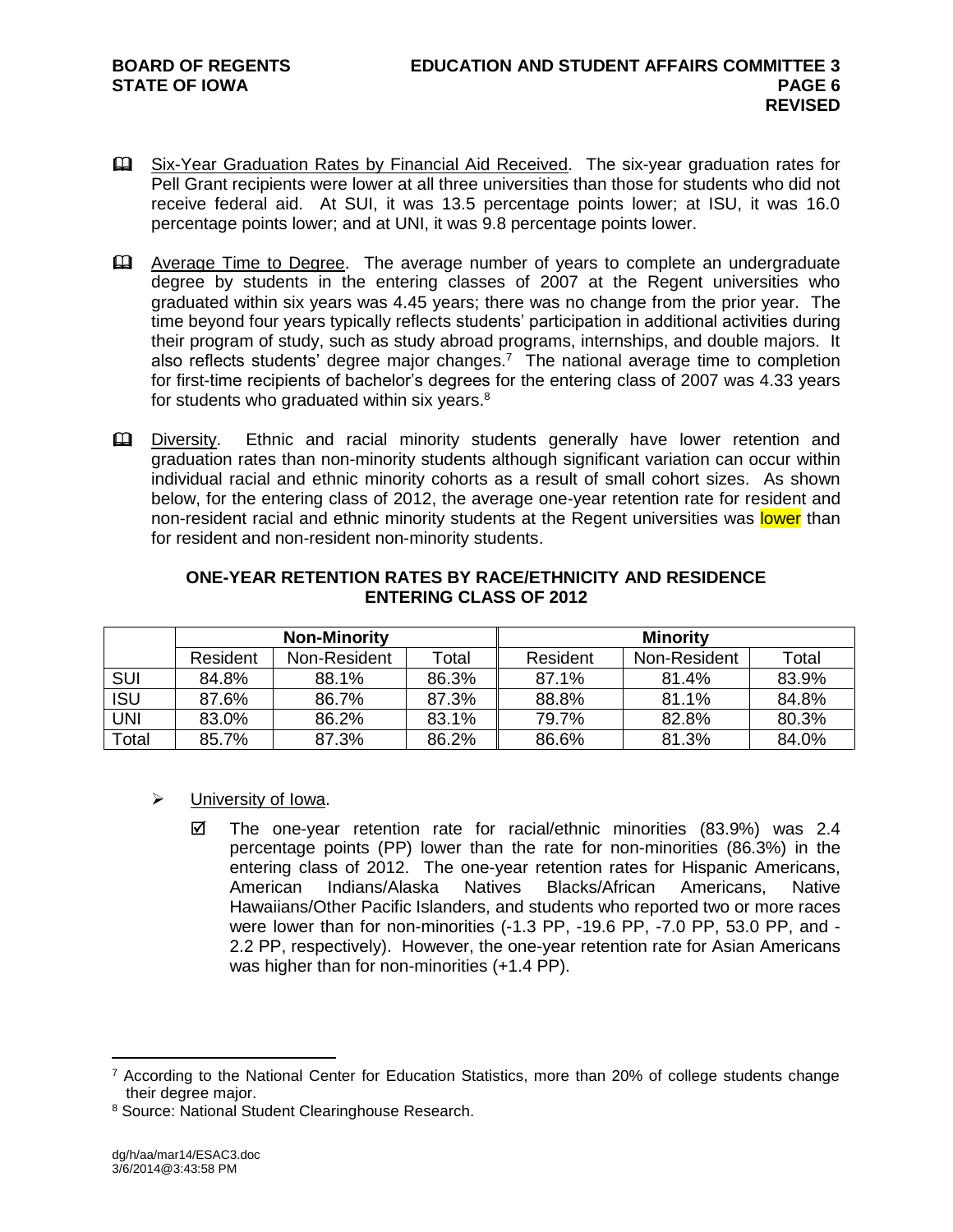📖 Six-Year Graduation Rates by Financial Aid Received. The six-year graduation rates for Pell Grant recipients were lower at all three universities than those for students who did not receive federal aid. At SUI, it was 13.5 percentage points lower; at ISU, it was 16.0 percentage points lower; and at UNI, it was 9.8 percentage points lower.

📖 Average Time to Degree. The average number of years to complete an undergraduate degree by students in the entering classes of 2007 at the Regent universities who graduated within six years was 4.45 years; there was no change from the prior year. The time beyond four years typically reflects students' participation in additional activities during their program of study, such as study abroad programs, internships, and double majors. It also reflects students' degree major changes.[7] The national average time to completion for first-time recipients of bachelor's degrees for the entering class of 2007 was 4.33 years for students who graduated within six years.[8]

📖 Diversity. Ethnic and racial minority students generally have lower retention and graduation rates than non-minority students although significant variation can occur within individual racial and ethnic minority cohorts as a result of small cohort sizes. As shown below, for the entering class of 2012, the average one-year retention rate for resident and non-resident racial and ethnic minority students at the Regent universities was lower than for resident and non-resident non-minority students.

**ONE-YEAR RETENTION RATES BY RACE/ETHNICITY AND RESIDENCE ENTERING CLASS OF 2012**

| | Non-Minority | | | Minority | | |
|---|---|---|---|---|---|---|
| | Resident | Non-Resident | Total | Resident | Non-Resident | Total |
| SUI | 84.8% | 88.1% | 86.3% | 87.1% | 81.4% | 83.9% |
| ISU | 87.6% | 86.7% | 87.3% | 88.8% | 81.1% | 84.8% |
| UNI | 83.0% | 86.2% | 83.1% | 79.7% | 82.8% | 80.3% |
| Total | 85.7% | 87.3% | 86.2% | 86.6% | 81.3% | 84.0% |

- University of Iowa.
  - ☑ The one-year retention rate for racial/ethnic minorities (83.9%) was 2.4 percentage points (PP) lower than the rate for non-minorities (86.3%) in the entering class of 2012. The one-year retention rates for Hispanic Americans, American Indians/Alaska Natives Blacks/African Americans, Native Hawaiians/Other Pacific Islanders, and students who reported two or more races were lower than for non-minorities (-1.3 PP, -19.6 PP, -7.0 PP, 53.0 PP, and -2.2 PP, respectively). However, the one-year retention rate for Asian Americans was higher than for non-minorities (+1.4 PP).

---

[7] According to the National Center for Education Statistics, more than 20% of college students change their degree major.

[8] Source: National Student Clearinghouse Research.

dg/h/aa/mar14/ESAC3.doc
3/6/2014@3:43:58 PM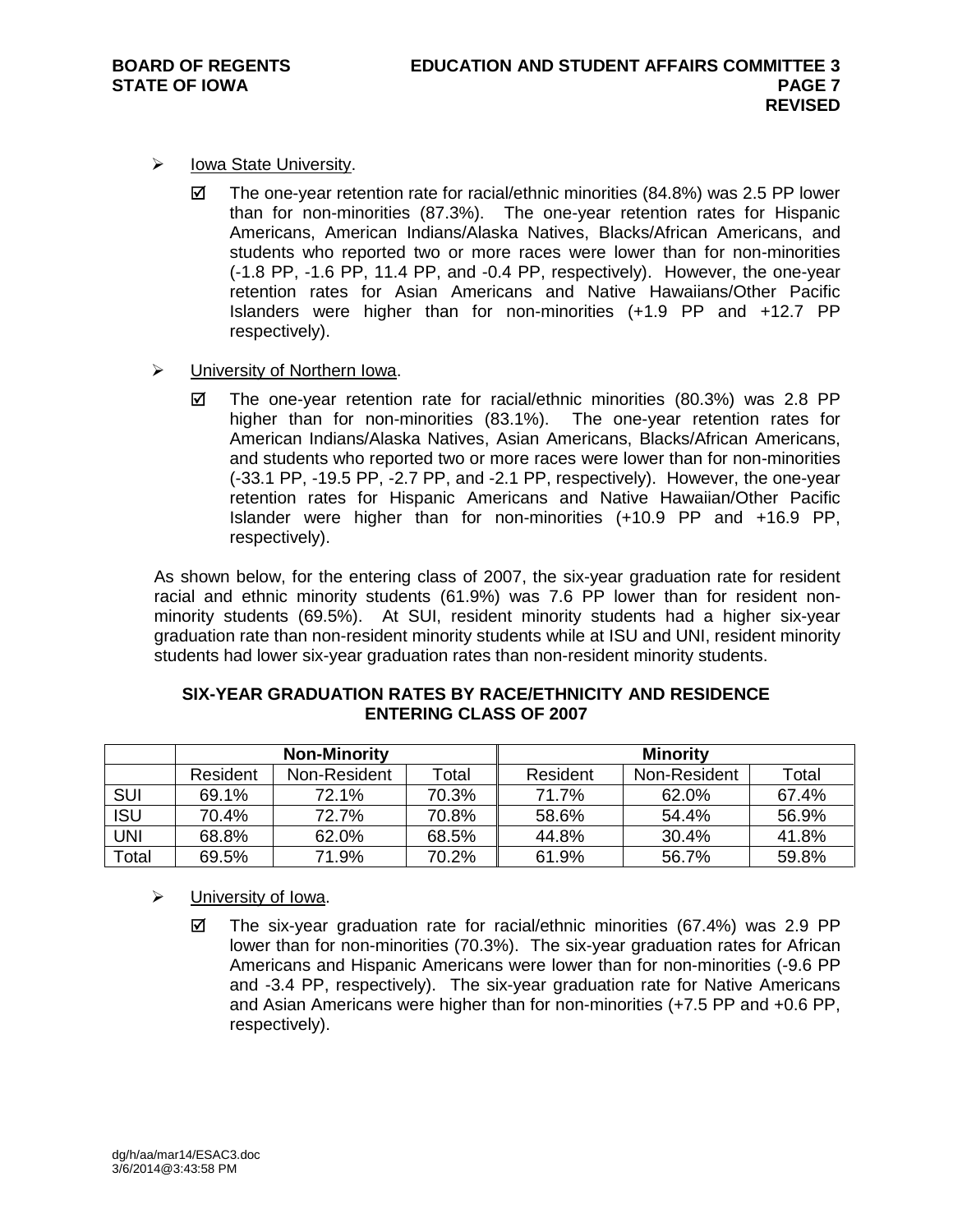- Iowa State University.

  - ☑ The one-year retention rate for racial/ethnic minorities (84.8%) was 2.5 PP lower than for non-minorities (87.3%). The one-year retention rates for Hispanic Americans, American Indians/Alaska Natives, Blacks/African Americans, and students who reported two or more races were lower than for non-minorities (-1.8 PP, -1.6 PP, 11.4 PP, and -0.4 PP, respectively). However, the one-year retention rates for Asian Americans and Native Hawaiians/Other Pacific Islanders were higher than for non-minorities (+1.9 PP and +12.7 PP respectively).

- University of Northern Iowa.

  - ☑ The one-year retention rate for racial/ethnic minorities (80.3%) was 2.8 PP higher than for non-minorities (83.1%). The one-year retention rates for American Indians/Alaska Natives, Asian Americans, Blacks/African Americans, and students who reported two or more races were lower than for non-minorities (-33.1 PP, -19.5 PP, -2.7 PP, and -2.1 PP, respectively). However, the one-year retention rates for Hispanic Americans and Native Hawaiian/Other Pacific Islander were higher than for non-minorities (+10.9 PP and +16.9 PP, respectively).

As shown below, for the entering class of 2007, the six-year graduation rate for resident racial and ethnic minority students (61.9%) was 7.6 PP lower than for resident non-minority students (69.5%). At SUI, resident minority students had a higher six-year graduation rate than non-resident minority students while at ISU and UNI, resident minority students had lower six-year graduation rates than non-resident minority students.

**SIX-YEAR GRADUATION RATES BY RACE/ETHNICITY AND RESIDENCE ENTERING CLASS OF 2007**

| | Non-Minority | | | Minority | | |
|---|---|---|---|---|---|---|
| | Resident | Non-Resident | Total | Resident | Non-Resident | Total |
| SUI | 69.1% | 72.1% | 70.3% | 71.7% | 62.0% | 67.4% |
| ISU | 70.4% | 72.7% | 70.8% | 58.6% | 54.4% | 56.9% |
| UNI | 68.8% | 62.0% | 68.5% | 44.8% | 30.4% | 41.8% |
| Total | 69.5% | 71.9% | 70.2% | 61.9% | 56.7% | 59.8% |

- University of Iowa.

  - ☑ The six-year graduation rate for racial/ethnic minorities (67.4%) was 2.9 PP lower than for non-minorities (70.3%). The six-year graduation rates for African Americans and Hispanic Americans were lower than for non-minorities (-9.6 PP and -3.4 PP, respectively). The six-year graduation rate for Native Americans and Asian Americans were higher than for non-minorities (+7.5 PP and +0.6 PP, respectively).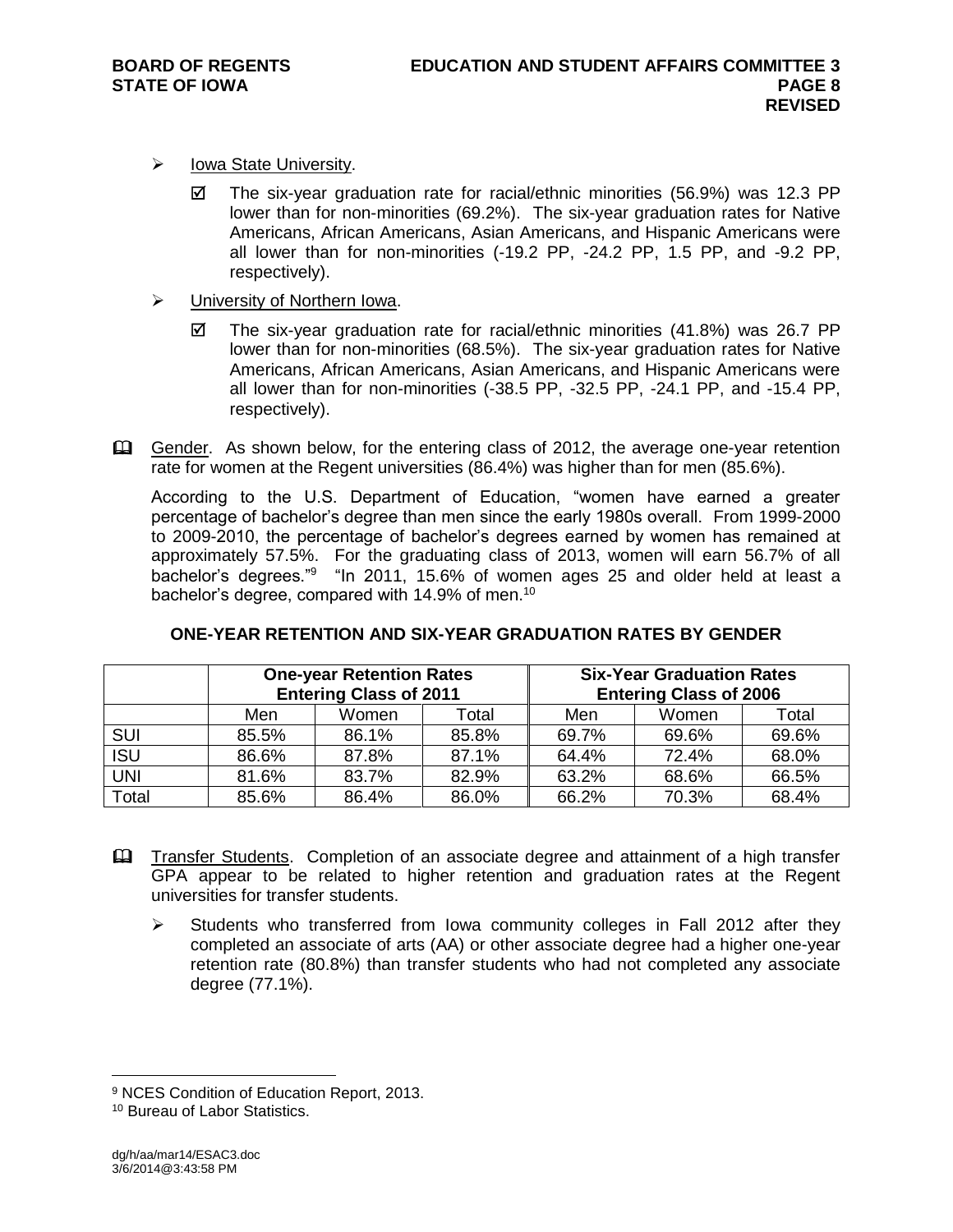- Iowa State University.
  - ☑ The six-year graduation rate for racial/ethnic minorities (56.9%) was 12.3 PP lower than for non-minorities (69.2%). The six-year graduation rates for Native Americans, African Americans, Asian Americans, and Hispanic Americans were all lower than for non-minorities (-19.2 PP, -24.2 PP, 1.5 PP, and -9.2 PP, respectively).

- University of Northern Iowa.
  - ☑ The six-year graduation rate for racial/ethnic minorities (41.8%) was 26.7 PP lower than for non-minorities (68.5%). The six-year graduation rates for Native Americans, African Americans, Asian Americans, and Hispanic Americans were all lower than for non-minorities (-38.5 PP, -32.5 PP, -24.1 PP, and -15.4 PP, respectively).

Gender. As shown below, for the entering class of 2012, the average one-year retention rate for women at the Regent universities (86.4%) was higher than for men (85.6%).

According to the U.S. Department of Education, "women have earned a greater percentage of bachelor's degree than men since the early 1980s overall. From 1999-2000 to 2009-2010, the percentage of bachelor's degrees earned by women has remained at approximately 57.5%. For the graduating class of 2013, women will earn 56.7% of all bachelor's degrees."[9] "In 2011, 15.6% of women ages 25 and older held at least a bachelor's degree, compared with 14.9% of men.[10]

**ONE-YEAR RETENTION AND SIX-YEAR GRADUATION RATES BY GENDER**

| | One-year Retention Rates Entering Class of 2011 | | | Six-Year Graduation Rates Entering Class of 2006 | | |
|---|---|---|---|---|---|---|
| | Men | Women | Total | Men | Women | Total |
| SUI | 85.5% | 86.1% | 85.8% | 69.7% | 69.6% | 69.6% |
| ISU | 86.6% | 87.8% | 87.1% | 64.4% | 72.4% | 68.0% |
| UNI | 81.6% | 83.7% | 82.9% | 63.2% | 68.6% | 66.5% |
| Total | 85.6% | 86.4% | 86.0% | 66.2% | 70.3% | 68.4% |

Transfer Students. Completion of an associate degree and attainment of a high transfer GPA appear to be related to higher retention and graduation rates at the Regent universities for transfer students.

- Students who transferred from Iowa community colleges in Fall 2012 after they completed an associate of arts (AA) or other associate degree had a higher one-year retention rate (80.8%) than transfer students who had not completed any associate degree (77.1%).

---

[9] NCES Condition of Education Report, 2013.

[10] Bureau of Labor Statistics.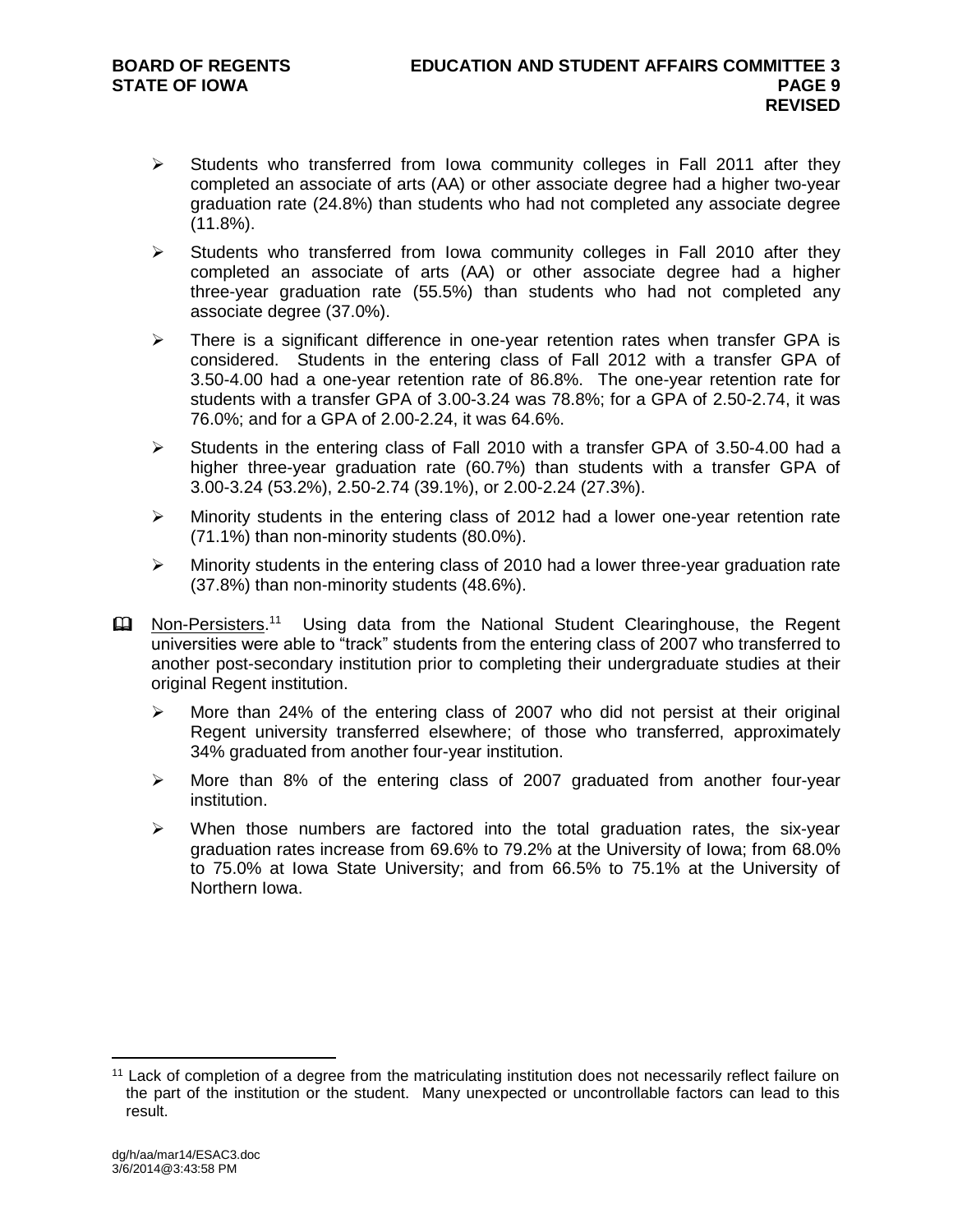- Students who transferred from Iowa community colleges in Fall 2011 after they completed an associate of arts (AA) or other associate degree had a higher two-year graduation rate (24.8%) than students who had not completed any associate degree (11.8%).
- Students who transferred from Iowa community colleges in Fall 2010 after they completed an associate of arts (AA) or other associate degree had a higher three-year graduation rate (55.5%) than students who had not completed any associate degree (37.0%).
- There is a significant difference in one-year retention rates when transfer GPA is considered. Students in the entering class of Fall 2012 with a transfer GPA of 3.50-4.00 had a one-year retention rate of 86.8%. The one-year retention rate for students with a transfer GPA of 3.00-3.24 was 78.8%; for a GPA of 2.50-2.74, it was 76.0%; and for a GPA of 2.00-2.24, it was 64.6%.
- Students in the entering class of Fall 2010 with a transfer GPA of 3.50-4.00 had a higher three-year graduation rate (60.7%) than students with a transfer GPA of 3.00-3.24 (53.2%), 2.50-2.74 (39.1%), or 2.00-2.24 (27.3%).
- Minority students in the entering class of 2012 had a lower one-year retention rate (71.1%) than non-minority students (80.0%).
- Minority students in the entering class of 2010 had a lower three-year graduation rate (37.8%) than non-minority students (48.6%).

Non-Persisters.[11] Using data from the National Student Clearinghouse, the Regent universities were able to "track" students from the entering class of 2007 who transferred to another post-secondary institution prior to completing their undergraduate studies at their original Regent institution.

- More than 24% of the entering class of 2007 who did not persist at their original Regent university transferred elsewhere; of those who transferred, approximately 34% graduated from another four-year institution.
- More than 8% of the entering class of 2007 graduated from another four-year institution.
- When those numbers are factored into the total graduation rates, the six-year graduation rates increase from 69.6% to 79.2% at the University of Iowa; from 68.0% to 75.0% at Iowa State University; and from 66.5% to 75.1% at the University of Northern Iowa.

[11] Lack of completion of a degree from the matriculating institution does not necessarily reflect failure on the part of the institution or the student. Many unexpected or uncontrollable factors can lead to this result.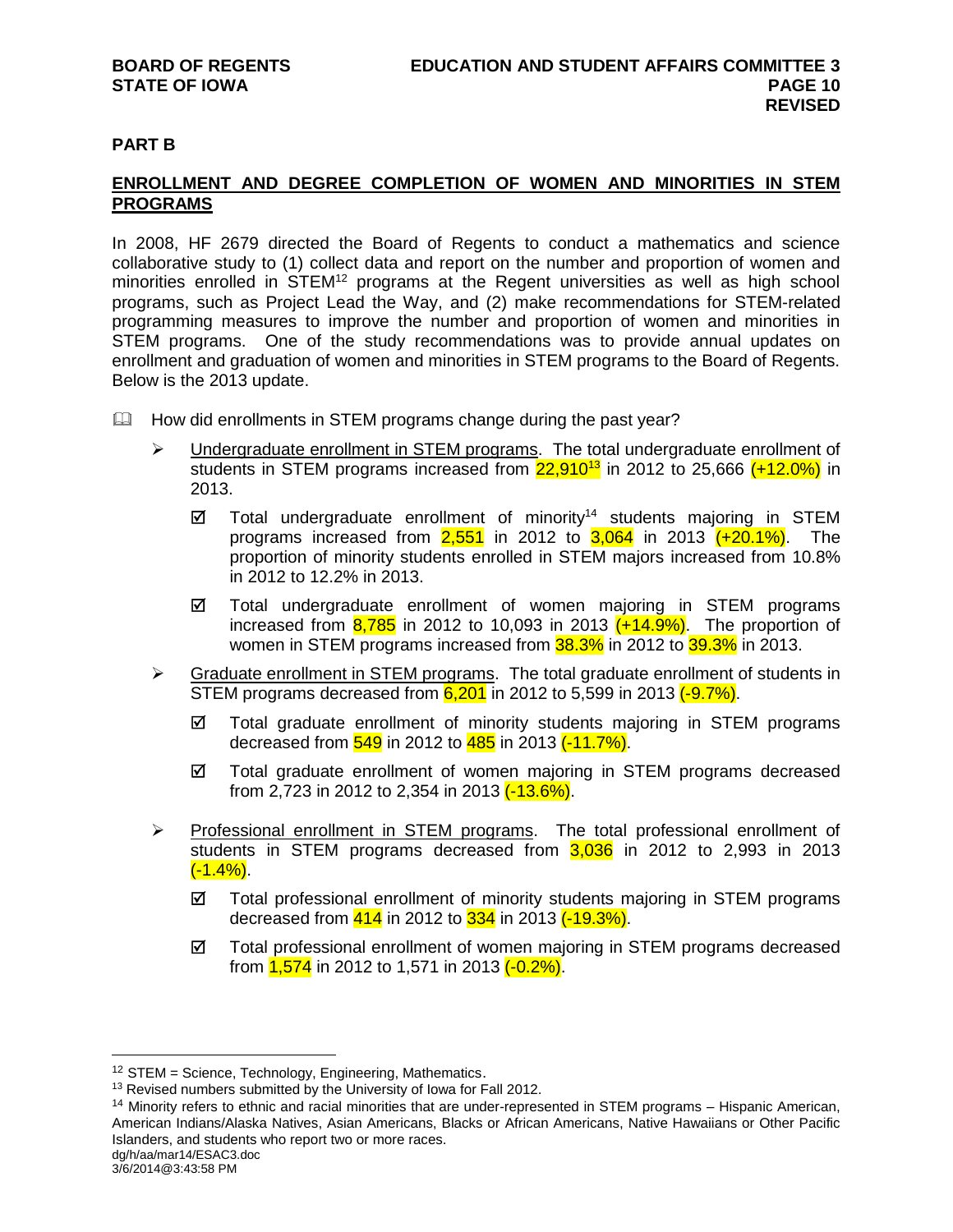## PART B

### ENROLLMENT AND DEGREE COMPLETION OF WOMEN AND MINORITIES IN STEM PROGRAMS

In 2008, HF 2679 directed the Board of Regents to conduct a mathematics and science collaborative study to (1) collect data and report on the number and proportion of women and minorities enrolled in STEM[12] programs at the Regent universities as well as high school programs, such as Project Lead the Way, and (2) make recommendations for STEM-related programming measures to improve the number and proportion of women and minorities in STEM programs. One of the study recommendations was to provide annual updates on enrollment and graduation of women and minorities in STEM programs to the Board of Regents. Below is the 2013 update.

📖 How did enrollments in STEM programs change during the past year?

- Undergraduate enrollment in STEM programs. The total undergraduate enrollment of students in STEM programs increased from 22,910[13] in 2012 to 25,666 (+12.0%) in 2013.
  - ☑ Total undergraduate enrollment of minority[14] students majoring in STEM programs increased from 2,551 in 2012 to 3,064 in 2013 (+20.1%). The proportion of minority students enrolled in STEM majors increased from 10.8% in 2012 to 12.2% in 2013.
  - ☑ Total undergraduate enrollment of women majoring in STEM programs increased from 8,785 in 2012 to 10,093 in 2013 (+14.9%). The proportion of women in STEM programs increased from 38.3% in 2012 to 39.3% in 2013.
- Graduate enrollment in STEM programs. The total graduate enrollment of students in STEM programs decreased from 6,201 in 2012 to 5,599 in 2013 (-9.7%).
  - ☑ Total graduate enrollment of minority students majoring in STEM programs decreased from 549 in 2012 to 485 in 2013 (-11.7%).
  - ☑ Total graduate enrollment of women majoring in STEM programs decreased from 2,723 in 2012 to 2,354 in 2013 (-13.6%).
- Professional enrollment in STEM programs. The total professional enrollment of students in STEM programs decreased from 3,036 in 2012 to 2,993 in 2013 (-1.4%).
  - ☑ Total professional enrollment of minority students majoring in STEM programs decreased from 414 in 2012 to 334 in 2013 (-19.3%).
  - ☑ Total professional enrollment of women majoring in STEM programs decreased from 1,574 in 2012 to 1,571 in 2013 (-0.2%).

---

[12] STEM = Science, Technology, Engineering, Mathematics.

[13] Revised numbers submitted by the University of Iowa for Fall 2012.

[14] Minority refers to ethnic and racial minorities that are under-represented in STEM programs – Hispanic American, American Indians/Alaska Natives, Asian Americans, Blacks or African Americans, Native Hawaiians or Other Pacific Islanders, and students who report two or more races.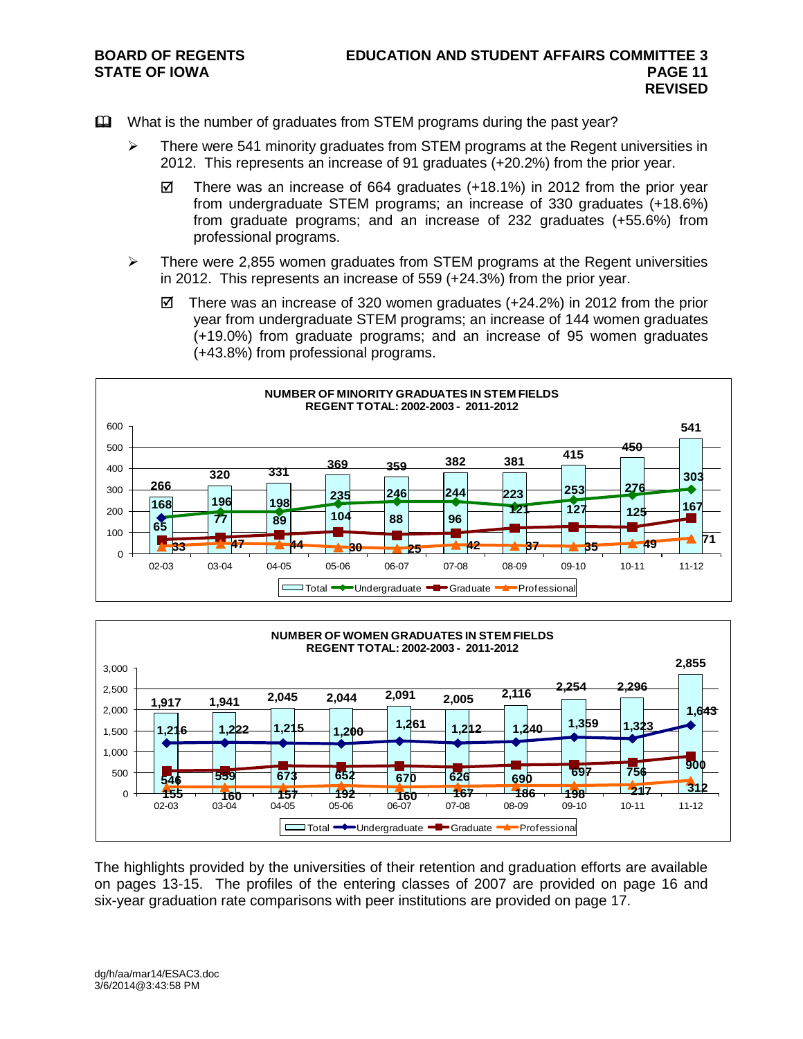📖 What is the number of graduates from STEM programs during the past year?

- There were 541 minority graduates from STEM programs at the Regent universities in 2012. This represents an increase of 91 graduates (+20.2%) from the prior year.

  - ☑ There was an increase of 664 graduates (+18.1%) in 2012 from the prior year from undergraduate STEM programs; an increase of 330 graduates (+18.6%) from graduate programs; and an increase of 232 graduates (+55.6%) from professional programs.

- There were 2,855 women graduates from STEM programs at the Regent universities in 2012. This represents an increase of 559 (+24.3%) from the prior year.

  - ☑ There was an increase of 320 women graduates (+24.2%) in 2012 from the prior year from undergraduate STEM programs; an increase of 144 women graduates (+19.0%) from graduate programs; and an increase of 95 women graduates (+43.8%) from professional programs.

**NUMBER OF MINORITY GRADUATES IN STEM FIELDS**
**REGENT TOTAL: 2002-2003 - 2011-2012**

| | 02-03 | 03-04 | 04-05 | 05-06 | 06-07 | 07-08 | 08-09 | 09-10 | 10-11 | 11-12 |
|---|---|---|---|---|---|---|---|---|---|---|
| Total | 266 | 320 | 331 | 369 | 359 | 382 | 381 | 415 | 450 | 541 |
| Undergraduate | 168 | 196 | 198 | 235 | 246 | 244 | 223 | 253 | 276 | 303 |
| Graduate | 65 | 77 | 89 | 104 | 88 | 96 | 121 | 127 | 125 | 167 |
| Professional | 33 | 47 | 44 | 30 | 25 | 42 | 37 | 35 | 49 | 71 |

**NUMBER OF WOMEN GRADUATES IN STEM FIELDS**
**REGENT TOTAL: 2002-2003 - 2011-2012**

| | 02-03 | 03-04 | 04-05 | 05-06 | 06-07 | 07-08 | 08-09 | 09-10 | 10-11 | 11-12 |
|---|---|---|---|---|---|---|---|---|---|---|
| Total | 1,917 | 1,941 | 2,045 | 2,044 | 2,091 | 2,005 | 2,116 | 2,254 | 2,296 | 2,855 |
| Undergraduate | 1,216 | 1,222 | 1,215 | 1,200 | 1,261 | 1,212 | 1,240 | 1,359 | 1,323 | 1,643 |
| Graduate | 546 | 559 | 673 | 652 | 670 | 626 | 690 | 697 | 756 | 900 |
| Professional | 155 | 160 | 157 | 192 | 160 | 167 | 186 | 198 | 217 | 312 |

The highlights provided by the universities of their retention and graduation efforts are available on pages 13-15. The profiles of the entering classes of 2007 are provided on page 16 and six-year graduation rate comparisons with peer institutions are provided on page 17.

dg/h/aa/mar14/ESAC3.doc
3/6/2014@3:43:58 PM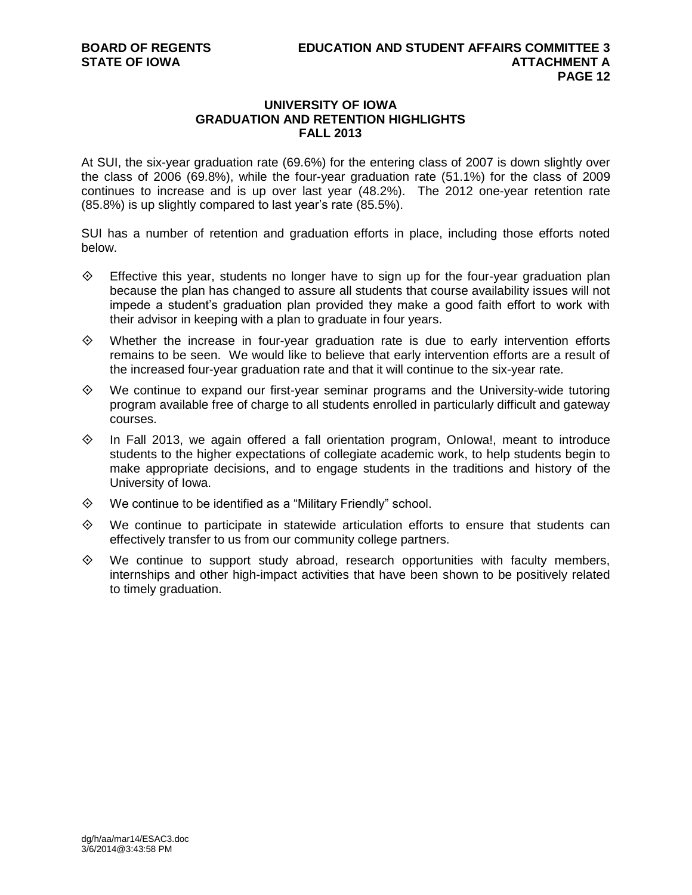## UNIVERSITY OF IOWA GRADUATION AND RETENTION HIGHLIGHTS FALL 2013

At SUI, the six-year graduation rate (69.6%) for the entering class of 2007 is down slightly over the class of 2006 (69.8%), while the four-year graduation rate (51.1%) for the class of 2009 continues to increase and is up over last year (48.2%). The 2012 one-year retention rate (85.8%) is up slightly compared to last year's rate (85.5%).

SUI has a number of retention and graduation efforts in place, including those efforts noted below.

- Effective this year, students no longer have to sign up for the four-year graduation plan because the plan has changed to assure all students that course availability issues will not impede a student's graduation plan provided they make a good faith effort to work with their advisor in keeping with a plan to graduate in four years.
- Whether the increase in four-year graduation rate is due to early intervention efforts remains to be seen. We would like to believe that early intervention efforts are a result of the increased four-year graduation rate and that it will continue to the six-year rate.
- We continue to expand our first-year seminar programs and the University-wide tutoring program available free of charge to all students enrolled in particularly difficult and gateway courses.
- In Fall 2013, we again offered a fall orientation program, OnIowa!, meant to introduce students to the higher expectations of collegiate academic work, to help students begin to make appropriate decisions, and to engage students in the traditions and history of the University of Iowa.
- We continue to be identified as a "Military Friendly" school.
- We continue to participate in statewide articulation efforts to ensure that students can effectively transfer to us from our community college partners.
- We continue to support study abroad, research opportunities with faculty members, internships and other high-impact activities that have been shown to be positively related to timely graduation.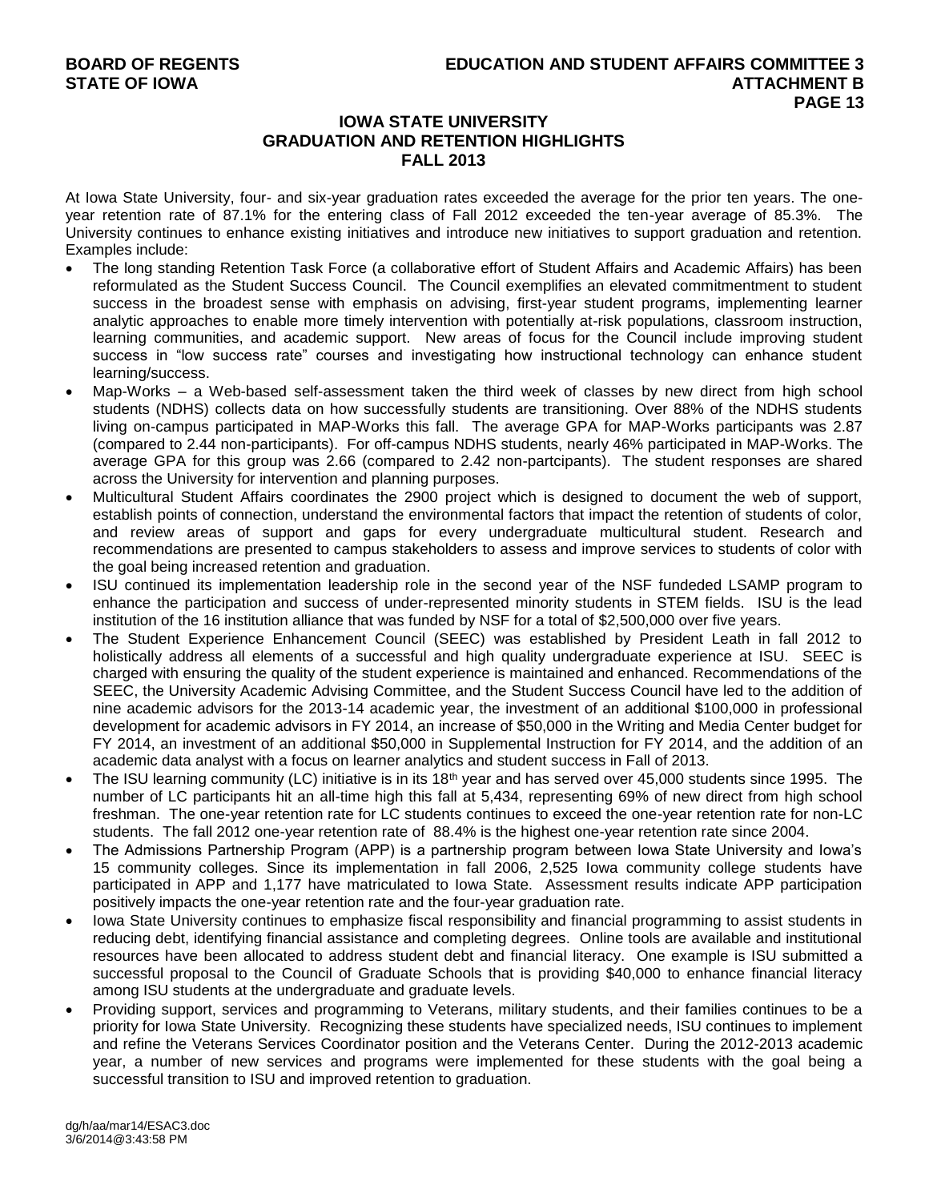## IOWA STATE UNIVERSITY
## GRADUATION AND RETENTION HIGHLIGHTS
## FALL 2013

At Iowa State University, four- and six-year graduation rates exceeded the average for the prior ten years. The one-year retention rate of 87.1% for the entering class of Fall 2012 exceeded the ten-year average of 85.3%. The University continues to enhance existing initiatives and introduce new initiatives to support graduation and retention. Examples include:

- The long standing Retention Task Force (a collaborative effort of Student Affairs and Academic Affairs) has been reformulated as the Student Success Council. The Council exemplifies an elevated commitmentment to student success in the broadest sense with emphasis on advising, first-year student programs, implementing learner analytic approaches to enable more timely intervention with potentially at-risk populations, classroom instruction, learning communities, and academic support. New areas of focus for the Council include improving student success in "low success rate" courses and investigating how instructional technology can enhance student learning/success.
- Map-Works – a Web-based self-assessment taken the third week of classes by new direct from high school students (NDHS) collects data on how successfully students are transitioning. Over 88% of the NDHS students living on-campus participated in MAP-Works this fall. The average GPA for MAP-Works participants was 2.87 (compared to 2.44 non-participants). For off-campus NDHS students, nearly 46% participated in MAP-Works. The average GPA for this group was 2.66 (compared to 2.42 non-partcipants). The student responses are shared across the University for intervention and planning purposes.
- Multicultural Student Affairs coordinates the 2900 project which is designed to document the web of support, establish points of connection, understand the environmental factors that impact the retention of students of color, and review areas of support and gaps for every undergraduate multicultural student. Research and recommendations are presented to campus stakeholders to assess and improve services to students of color with the goal being increased retention and graduation.
- ISU continued its implementation leadership role in the second year of the NSF fundeded LSAMP program to enhance the participation and success of under-represented minority students in STEM fields. ISU is the lead institution of the 16 institution alliance that was funded by NSF for a total of $2,500,000 over five years.
- The Student Experience Enhancement Council (SEEC) was established by President Leath in fall 2012 to holistically address all elements of a successful and high quality undergraduate experience at ISU. SEEC is charged with ensuring the quality of the student experience is maintained and enhanced. Recommendations of the SEEC, the University Academic Advising Committee, and the Student Success Council have led to the addition of nine academic advisors for the 2013-14 academic year, the investment of an additional $100,000 in professional development for academic advisors in FY 2014, an increase of $50,000 in the Writing and Media Center budget for FY 2014, an investment of an additional $50,000 in Supplemental Instruction for FY 2014, and the addition of an academic data analyst with a focus on learner analytics and student success in Fall of 2013.
- The ISU learning community (LC) initiative is in its 18th year and has served over 45,000 students since 1995. The number of LC participants hit an all-time high this fall at 5,434, representing 69% of new direct from high school freshman. The one-year retention rate for LC students continues to exceed the one-year retention rate for non-LC students. The fall 2012 one-year retention rate of 88.4% is the highest one-year retention rate since 2004.
- The Admissions Partnership Program (APP) is a partnership program between Iowa State University and Iowa's 15 community colleges. Since its implementation in fall 2006, 2,525 Iowa community college students have participated in APP and 1,177 have matriculated to Iowa State. Assessment results indicate APP participation positively impacts the one-year retention rate and the four-year graduation rate.
- Iowa State University continues to emphasize fiscal responsibility and financial programming to assist students in reducing debt, identifying financial assistance and completing degrees. Online tools are available and institutional resources have been allocated to address student debt and financial literacy. One example is ISU submitted a successful proposal to the Council of Graduate Schools that is providing $40,000 to enhance financial literacy among ISU students at the undergraduate and graduate levels.
- Providing support, services and programming to Veterans, military students, and their families continues to be a priority for Iowa State University. Recognizing these students have specialized needs, ISU continues to implement and refine the Veterans Services Coordinator position and the Veterans Center. During the 2012-2013 academic year, a number of new services and programs were implemented for these students with the goal being a successful transition to ISU and improved retention to graduation.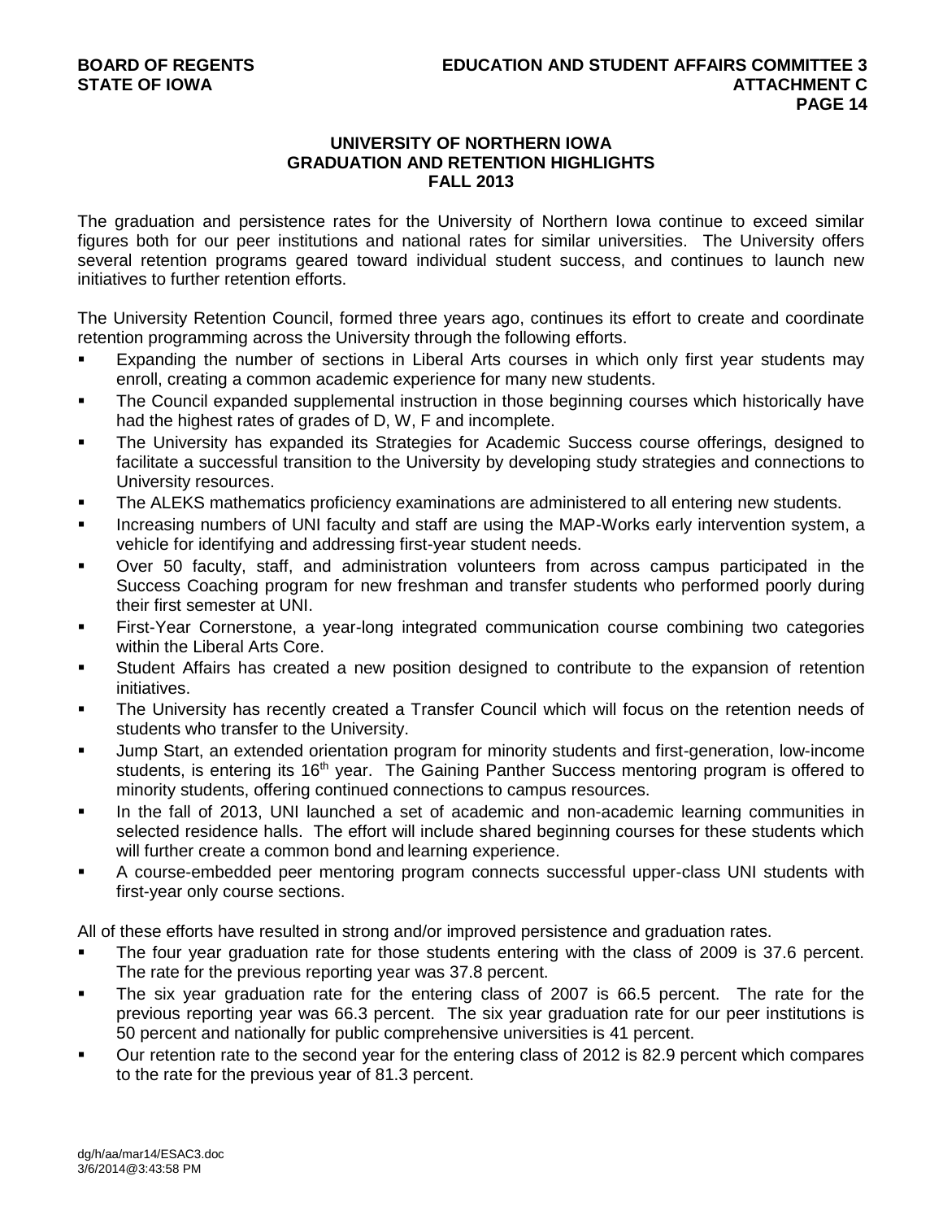# UNIVERSITY OF NORTHERN IOWA
## GRADUATION AND RETENTION HIGHLIGHTS
## FALL 2013

The graduation and persistence rates for the University of Northern Iowa continue to exceed similar figures both for our peer institutions and national rates for similar universities. The University offers several retention programs geared toward individual student success, and continues to launch new initiatives to further retention efforts.

The University Retention Council, formed three years ago, continues its effort to create and coordinate retention programming across the University through the following efforts.

- Expanding the number of sections in Liberal Arts courses in which only first year students may enroll, creating a common academic experience for many new students.
- The Council expanded supplemental instruction in those beginning courses which historically have had the highest rates of grades of D, W, F and incomplete.
- The University has expanded its Strategies for Academic Success course offerings, designed to facilitate a successful transition to the University by developing study strategies and connections to University resources.
- The ALEKS mathematics proficiency examinations are administered to all entering new students.
- Increasing numbers of UNI faculty and staff are using the MAP-Works early intervention system, a vehicle for identifying and addressing first-year student needs.
- Over 50 faculty, staff, and administration volunteers from across campus participated in the Success Coaching program for new freshman and transfer students who performed poorly during their first semester at UNI.
- First-Year Cornerstone, a year-long integrated communication course combining two categories within the Liberal Arts Core.
- Student Affairs has created a new position designed to contribute to the expansion of retention initiatives.
- The University has recently created a Transfer Council which will focus on the retention needs of students who transfer to the University.
- Jump Start, an extended orientation program for minority students and first-generation, low-income students, is entering its 16th year. The Gaining Panther Success mentoring program is offered to minority students, offering continued connections to campus resources.
- In the fall of 2013, UNI launched a set of academic and non-academic learning communities in selected residence halls. The effort will include shared beginning courses for these students which will further create a common bond and learning experience.
- A course-embedded peer mentoring program connects successful upper-class UNI students with first-year only course sections.

All of these efforts have resulted in strong and/or improved persistence and graduation rates.

- The four year graduation rate for those students entering with the class of 2009 is 37.6 percent. The rate for the previous reporting year was 37.8 percent.
- The six year graduation rate for the entering class of 2007 is 66.5 percent. The rate for the previous reporting year was 66.3 percent. The six year graduation rate for our peer institutions is 50 percent and nationally for public comprehensive universities is 41 percent.
- Our retention rate to the second year for the entering class of 2012 is 82.9 percent which compares to the rate for the previous year of 81.3 percent.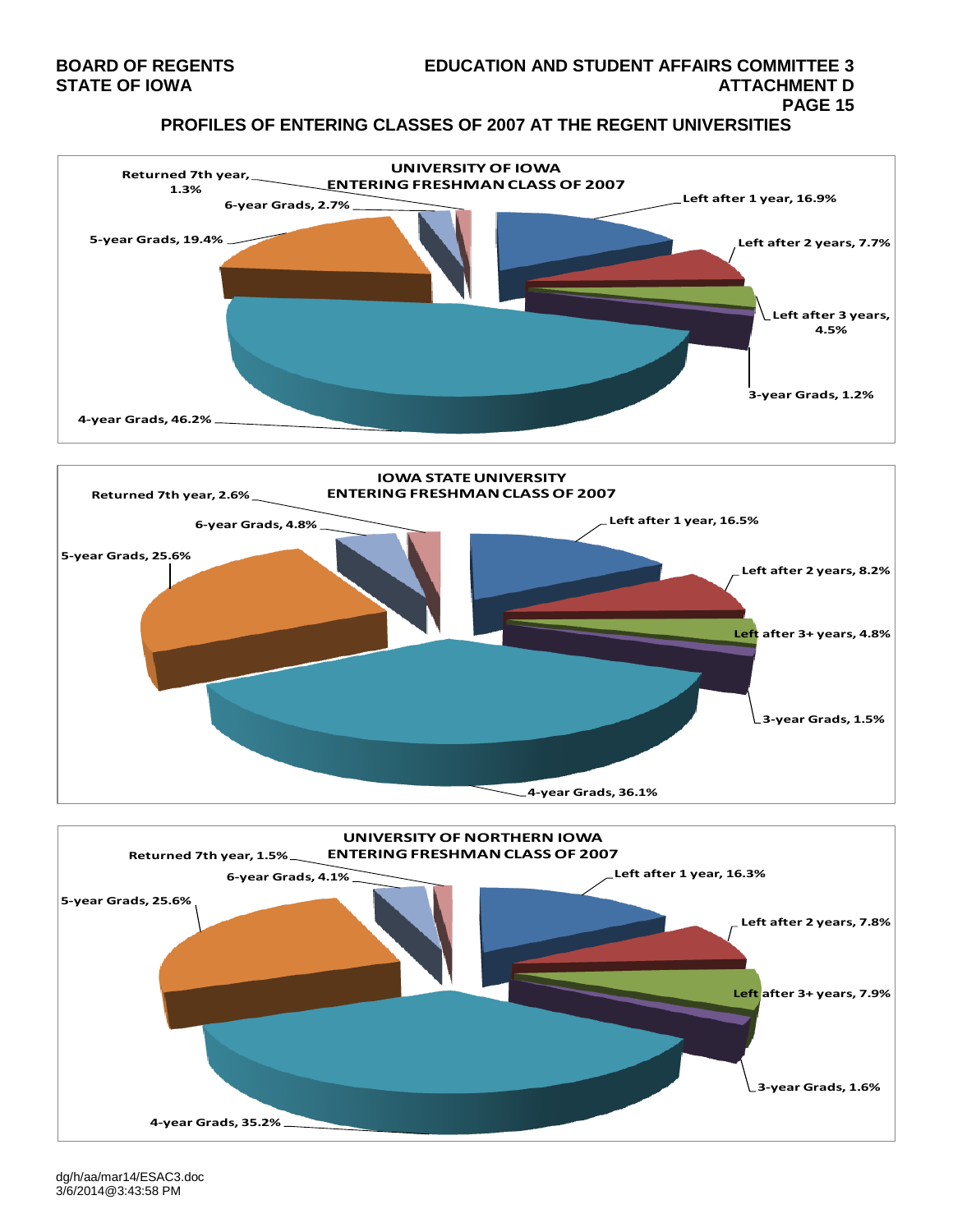## PROFILES OF ENTERING CLASSES OF 2007 AT THE REGENT UNIVERSITIES

### UNIVERSITY OF IOWA ENTERING FRESHMAN CLASS OF 2007

- Left after 1 year, 16.9%
- Left after 2 years, 7.7%
- Left after 3 years, 4.5%
- 3-year Grads, 1.2%
- 4-year Grads, 46.2%
- 5-year Grads, 19.4%
- 6-year Grads, 2.7%
- Returned 7th year, 1.3%

### IOWA STATE UNIVERSITY ENTERING FRESHMAN CLASS OF 2007

- Left after 1 year, 16.5%
- Left after 2 years, 8.2%
- Left after 3+ years, 4.8%
- 3-year Grads, 1.5%
- 4-year Grads, 36.1%
- 5-year Grads, 25.6%
- 6-year Grads, 4.8%
- Returned 7th year, 2.6%

### UNIVERSITY OF NORTHERN IOWA ENTERING FRESHMAN CLASS OF 2007

- Left after 1 year, 16.3%
- Left after 2 years, 7.8%
- Left after 3+ years, 7.9%
- 3-year Grads, 1.6%
- 4-year Grads, 35.2%
- 5-year Grads, 25.6%
- 6-year Grads, 4.1%
- Returned 7th year, 1.5%

dg/h/aa/mar14/ESAC3.doc
3/6/2014@3:43:58 PM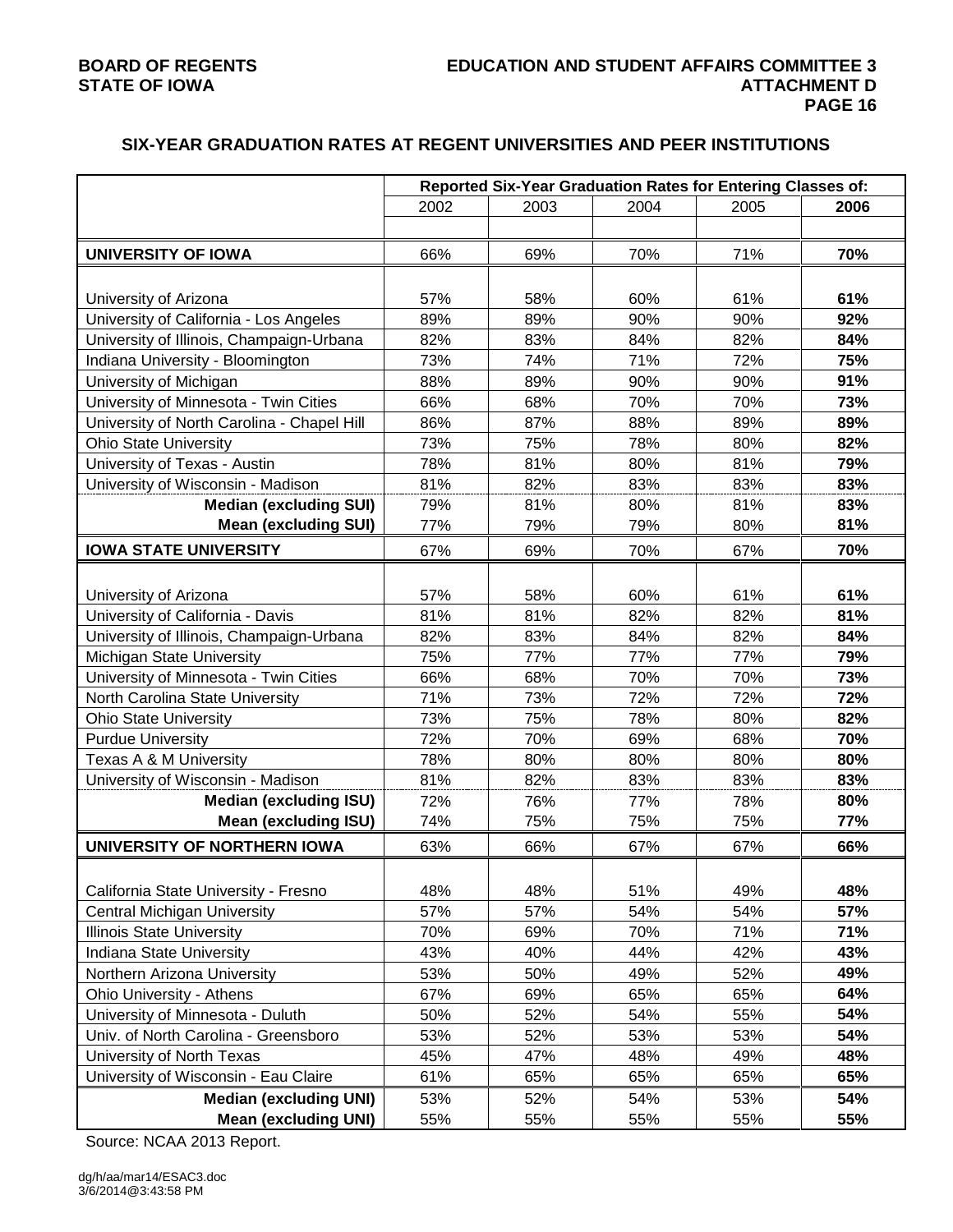BOARD OF REGENTS
STATE OF IOWA

EDUCATION AND STUDENT AFFAIRS COMMITTEE 3
ATTACHMENT D

## SIX-YEAR GRADUATION RATES AT REGENT UNIVERSITIES AND PEER INSTITUTIONS

| | Reported Six-Year Graduation Rates for Entering Classes of: | | | | |
|---|---|---|---|---|---|
| | 2002 | 2003 | 2004 | 2005 | **2006** |
| **UNIVERSITY OF IOWA** | 66% | 69% | 70% | 71% | **70%** |
| University of Arizona | 57% | 58% | 60% | 61% | **61%** |
| University of California - Los Angeles | 89% | 89% | 90% | 90% | **92%** |
| University of Illinois, Champaign-Urbana | 82% | 83% | 84% | 82% | **84%** |
| Indiana University - Bloomington | 73% | 74% | 71% | 72% | **75%** |
| University of Michigan | 88% | 89% | 90% | 90% | **91%** |
| University of Minnesota - Twin Cities | 66% | 68% | 70% | 70% | **73%** |
| University of North Carolina - Chapel Hill | 86% | 87% | 88% | 89% | **89%** |
| Ohio State University | 73% | 75% | 78% | 80% | **82%** |
| University of Texas - Austin | 78% | 81% | 80% | 81% | **79%** |
| University of Wisconsin - Madison | 81% | 82% | 83% | 83% | **83%** |
| **Median (excluding SUI)** | 79% | 81% | 80% | 81% | **83%** |
| **Mean (excluding SUI)** | 77% | 79% | 79% | 80% | **81%** |
| **IOWA STATE UNIVERSITY** | 67% | 69% | 70% | 67% | **70%** |
| University of Arizona | 57% | 58% | 60% | 61% | **61%** |
| University of California - Davis | 81% | 81% | 82% | 82% | **81%** |
| University of Illinois, Champaign-Urbana | 82% | 83% | 84% | 82% | **84%** |
| Michigan State University | 75% | 77% | 77% | 77% | **79%** |
| University of Minnesota - Twin Cities | 66% | 68% | 70% | 70% | **73%** |
| North Carolina State University | 71% | 73% | 72% | 72% | **72%** |
| Ohio State University | 73% | 75% | 78% | 80% | **82%** |
| Purdue University | 72% | 70% | 69% | 68% | **70%** |
| Texas A & M University | 78% | 80% | 80% | 80% | **80%** |
| University of Wisconsin - Madison | 81% | 82% | 83% | 83% | **83%** |
| **Median (excluding ISU)** | 72% | 76% | 77% | 78% | **80%** |
| **Mean (excluding ISU)** | 74% | 75% | 75% | 75% | **77%** |
| **UNIVERSITY OF NORTHERN IOWA** | 63% | 66% | 67% | 67% | **66%** |
| California State University - Fresno | 48% | 48% | 51% | 49% | **48%** |
| Central Michigan University | 57% | 57% | 54% | 54% | **57%** |
| Illinois State University | 70% | 69% | 70% | 71% | **71%** |
| Indiana State University | 43% | 40% | 44% | 42% | **43%** |
| Northern Arizona University | 53% | 50% | 49% | 52% | **49%** |
| Ohio University - Athens | 67% | 69% | 65% | 65% | **64%** |
| University of Minnesota - Duluth | 50% | 52% | 54% | 55% | **54%** |
| Univ. of North Carolina - Greensboro | 53% | 52% | 53% | 53% | **54%** |
| University of North Texas | 45% | 47% | 48% | 49% | **48%** |
| University of Wisconsin - Eau Claire | 61% | 65% | 65% | 65% | **65%** |
| **Median (excluding UNI)** | 53% | 52% | 54% | 53% | **54%** |
| **Mean (excluding UNI)** | 55% | 55% | 55% | 55% | **55%** |

Source: NCAA 2013 Report.

dg/h/aa/mar14/ESAC3.doc
3/6/2014@3:43:58 PM